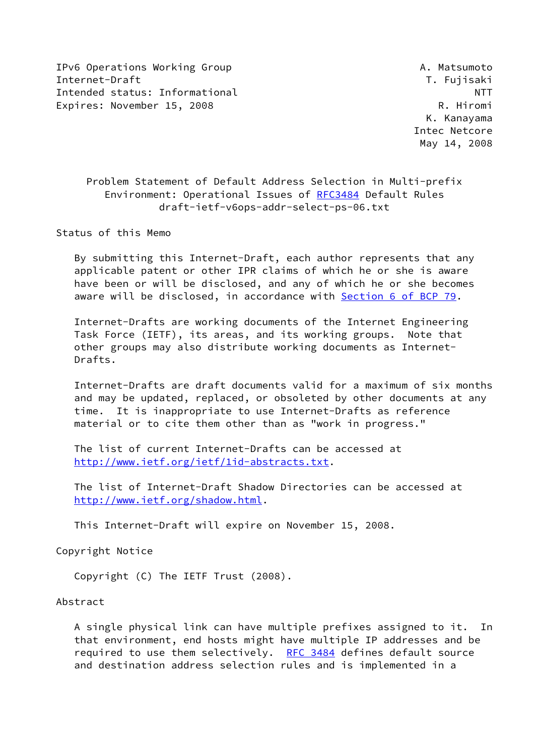IPv6 Operations Working Group A. Matsumoto
Internet-Draft T. Fujisaki
Intended status: Informational NTT
Expires: November 15, 2008 R. Hiromi
K. Kanayama
Intec Netcore
May 14, 2008

# Problem Statement of Default Address Selection in Multi-prefix Environment: Operational Issues of RFC3484 Default Rules
draft-ietf-v6ops-addr-select-ps-06.txt

## Status of this Memo

By submitting this Internet-Draft, each author represents that any applicable patent or other IPR claims of which he or she is aware have been or will be disclosed, and any of which he or she becomes aware will be disclosed, in accordance with Section 6 of BCP 79.

Internet-Drafts are working documents of the Internet Engineering Task Force (IETF), its areas, and its working groups. Note that other groups may also distribute working documents as Internet-Drafts.

Internet-Drafts are draft documents valid for a maximum of six months and may be updated, replaced, or obsoleted by other documents at any time. It is inappropriate to use Internet-Drafts as reference material or to cite them other than as "work in progress."

The list of current Internet-Drafts can be accessed at http://www.ietf.org/ietf/1id-abstracts.txt.

The list of Internet-Draft Shadow Directories can be accessed at http://www.ietf.org/shadow.html.

This Internet-Draft will expire on November 15, 2008.

## Copyright Notice

Copyright (C) The IETF Trust (2008).

## Abstract

A single physical link can have multiple prefixes assigned to it. In that environment, end hosts might have multiple IP addresses and be required to use them selectively. RFC 3484 defines default source and destination address selection rules and is implemented in a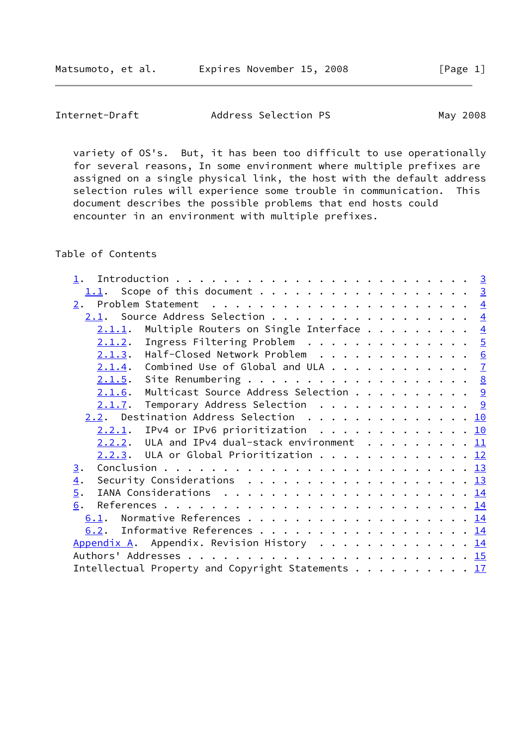variety of OS's.  But, it has been too difficult to use operationally for several reasons, In some environment where multiple prefixes are assigned on a single physical link, the host with the default address selection rules will experience some trouble in communication.  This document describes the possible problems that end hosts could encounter in an environment with multiple prefixes.

## Table of Contents

- 1. Introduction . . . . . . . . . . . . . . . . . . . . . . . . . 3
  - 1.1. Scope of this document . . . . . . . . . . . . . . . . . 3
- 2. Problem Statement . . . . . . . . . . . . . . . . . . . . . . 4
  - 2.1. Source Address Selection . . . . . . . . . . . . . . . . 4
    - 2.1.1. Multiple Routers on Single Interface . . . . . . . . . 4
    - 2.1.2. Ingress Filtering Problem . . . . . . . . . . . . . . 5
    - 2.1.3. Half-Closed Network Problem . . . . . . . . . . . . . 6
    - 2.1.4. Combined Use of Global and ULA . . . . . . . . . . . 7
    - 2.1.5. Site Renumbering . . . . . . . . . . . . . . . . . . 8
    - 2.1.6. Multicast Source Address Selection . . . . . . . . . 9
    - 2.1.7. Temporary Address Selection . . . . . . . . . . . . . 9
  - 2.2. Destination Address Selection . . . . . . . . . . . . . . 10
    - 2.2.1. IPv4 or IPv6 prioritization . . . . . . . . . . . . . 10
    - 2.2.2. ULA and IPv4 dual-stack environment . . . . . . . . . 11
    - 2.2.3. ULA or Global Prioritization . . . . . . . . . . . . 12
- 3. Conclusion . . . . . . . . . . . . . . . . . . . . . . . . . 13
- 4. Security Considerations . . . . . . . . . . . . . . . . . . . 13
- 5. IANA Considerations . . . . . . . . . . . . . . . . . . . . . 14
- 6. References . . . . . . . . . . . . . . . . . . . . . . . . . 14
  - 6.1. Normative References . . . . . . . . . . . . . . . . . . 14
  - 6.2. Informative References . . . . . . . . . . . . . . . . . 14
- Appendix A. Appendix. Revision History . . . . . . . . . . . . . 14
- Authors' Addresses . . . . . . . . . . . . . . . . . . . . . . . 15
- Intellectual Property and Copyright Statements . . . . . . . . . 17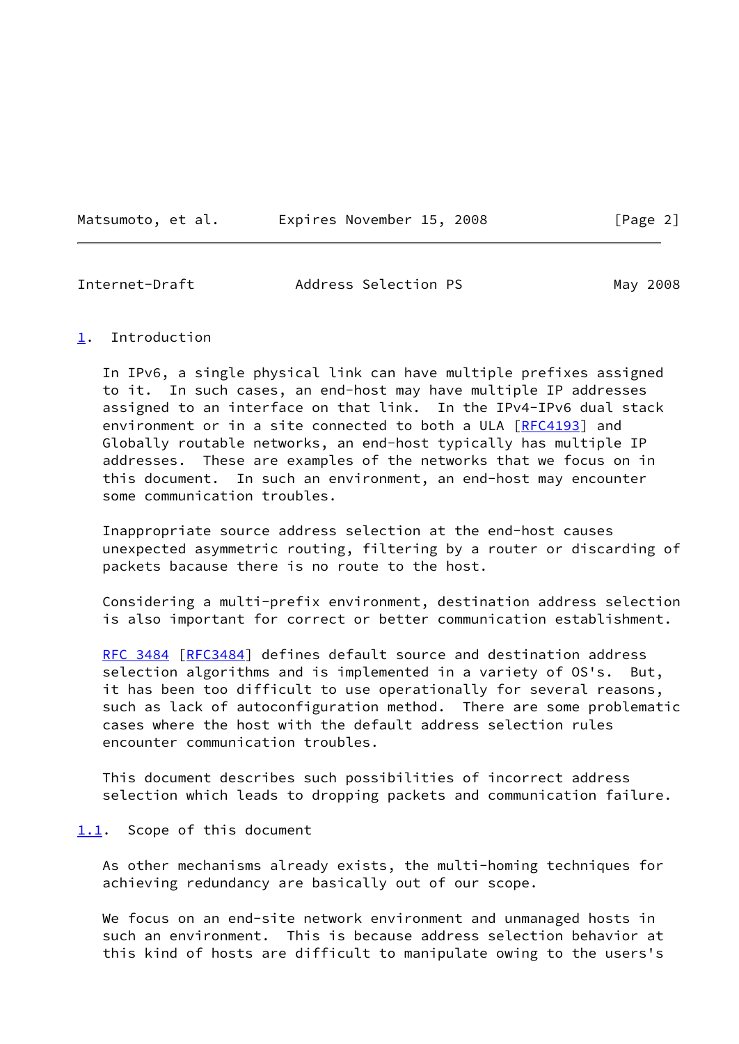## 1. Introduction

In IPv6, a single physical link can have multiple prefixes assigned to it. In such cases, an end-host may have multiple IP addresses assigned to an interface on that link. In the IPv4-IPv6 dual stack environment or in a site connected to both a ULA [RFC4193] and Globally routable networks, an end-host typically has multiple IP addresses. These are examples of the networks that we focus on in this document. In such an environment, an end-host may encounter some communication troubles.

Inappropriate source address selection at the end-host causes unexpected asymmetric routing, filtering by a router or discarding of packets bacause there is no route to the host.

Considering a multi-prefix environment, destination address selection is also important for correct or better communication establishment.

RFC 3484 [RFC3484] defines default source and destination address selection algorithms and is implemented in a variety of OS's. But, it has been too difficult to use operationally for several reasons, such as lack of autoconfiguration method. There are some problematic cases where the host with the default address selection rules encounter communication troubles.

This document describes such possibilities of incorrect address selection which leads to dropping packets and communication failure.

### 1.1. Scope of this document

As other mechanisms already exists, the multi-homing techniques for achieving redundancy are basically out of our scope.

We focus on an end-site network environment and unmanaged hosts in such an environment. This is because address selection behavior at this kind of hosts are difficult to manipulate owing to the users's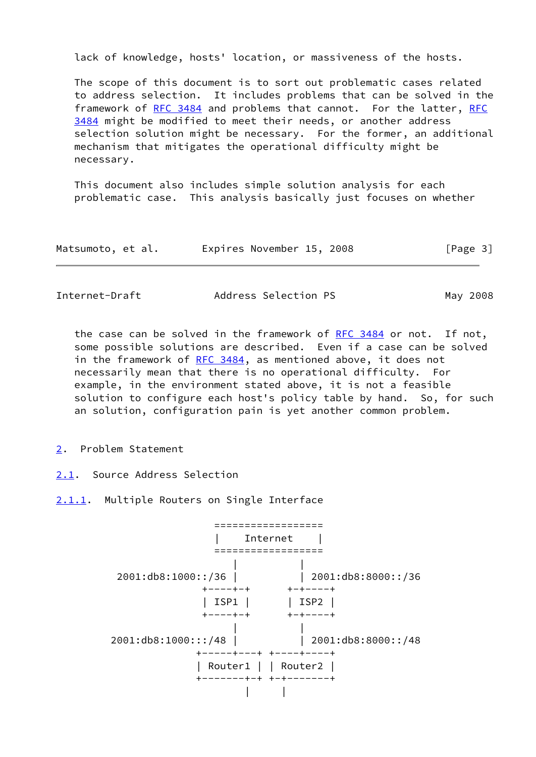lack of knowledge, hosts' location, or massiveness of the hosts.

The scope of this document is to sort out problematic cases related to address selection. It includes problems that can be solved in the framework of RFC 3484 and problems that cannot. For the latter, RFC 3484 might be modified to meet their needs, or another address selection solution might be necessary. For the former, an additional mechanism that mitigates the operational difficulty might be necessary.

This document also includes simple solution analysis for each problematic case. This analysis basically just focuses on whether the case can be solved in the framework of RFC 3484 or not. If not, some possible solutions are described. Even if a case can be solved in the framework of RFC 3484, as mentioned above, it does not necessarily mean that there is no operational difficulty. For example, in the environment stated above, it is not a feasible solution to configure each host's policy table by hand. So, for such an solution, configuration pain is yet another common problem.

## 2. Problem Statement

### 2.1. Source Address Selection

#### 2.1.1. Multiple Routers on Single Interface

```
                  ==================
                  |    Internet    |
                  ==================
                     |          |
   2001:db8:1000::/36 |          | 2001:db8:8000::/36
                 +----+-+      +-+-----+
                 | ISP1 |      | ISP2 |
                 +----+-+      +-+-----+
                     |          |
  2001:db8:1000:::/48 |          | 2001:db8:8000::/48
               +-----+---+ +----+----+
               | Router1 | | Router2 |
               +-------+-+ +-+-------+
                       |     |
```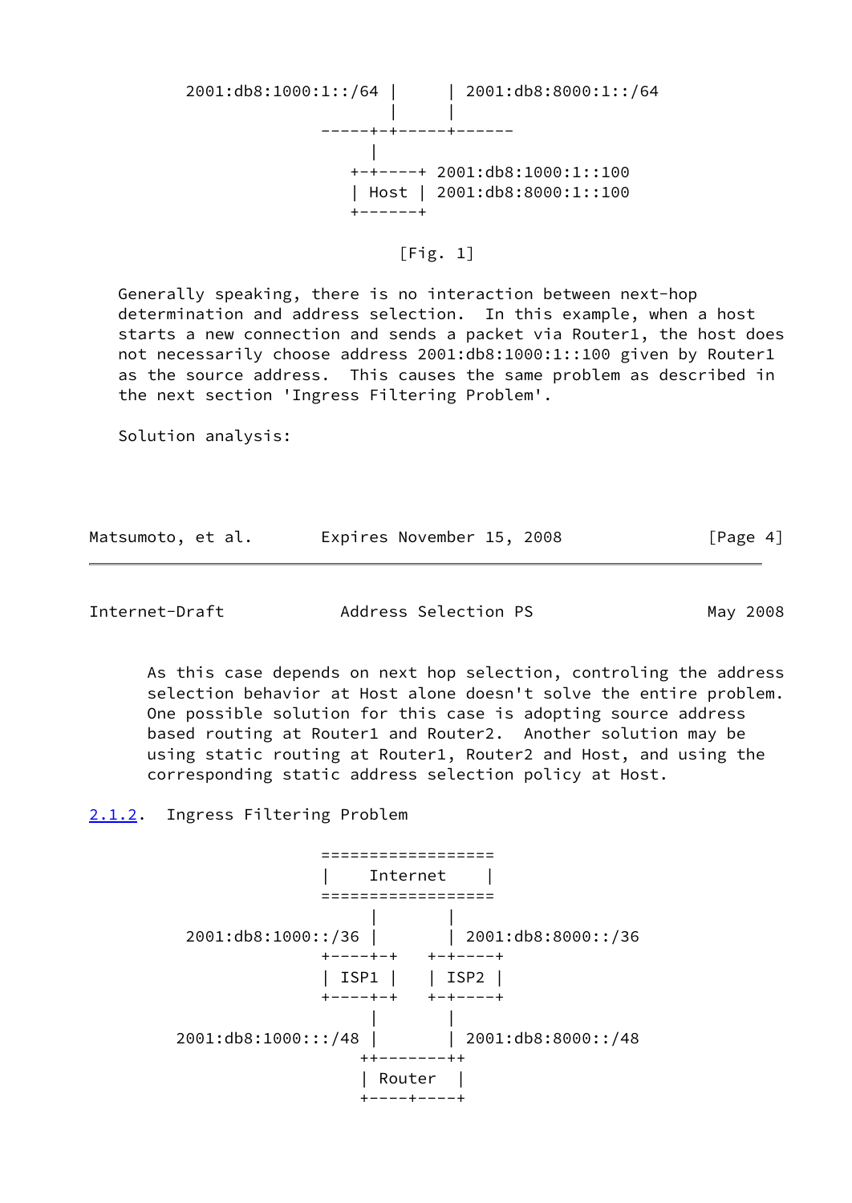```
        2001:db8:1000:1::/64 |      | 2001:db8:8000:1::/64
                             |      |
                        -----+-+-----+------
                               |
                            +-+----+ 2001:db8:1000:1::100
                            | Host | 2001:db8:8000:1::100
                            +------+
```

[Fig. 1]

Generally speaking, there is no interaction between next-hop determination and address selection. In this example, when a host starts a new connection and sends a packet via Router1, the host does not necessarily choose address 2001:db8:1000:1::100 given by Router1 as the source address. This causes the same problem as described in the next section 'Ingress Filtering Problem'.

Solution analysis:

As this case depends on next hop selection, controling the address selection behavior at Host alone doesn't solve the entire problem. One possible solution for this case is adopting source address based routing at Router1 and Router2. Another solution may be using static routing at Router1, Router2 and Host, and using the corresponding static address selection policy at Host.

### 2.1.2. Ingress Filtering Problem

```
                        ==================
                        |    Internet    |
                        ==================
                             |       |
        2001:db8:1000::/36 |       | 2001:db8:8000::/36
                        +----+-+   +-+----+
                        | ISP1 |   | ISP2 |
                        +----+-+   +-+----+
                             |       |
       2001:db8:1000:::/48 |       | 2001:db8:8000::/48
                            ++-------++
                            | Router  |
                            +----+----+
```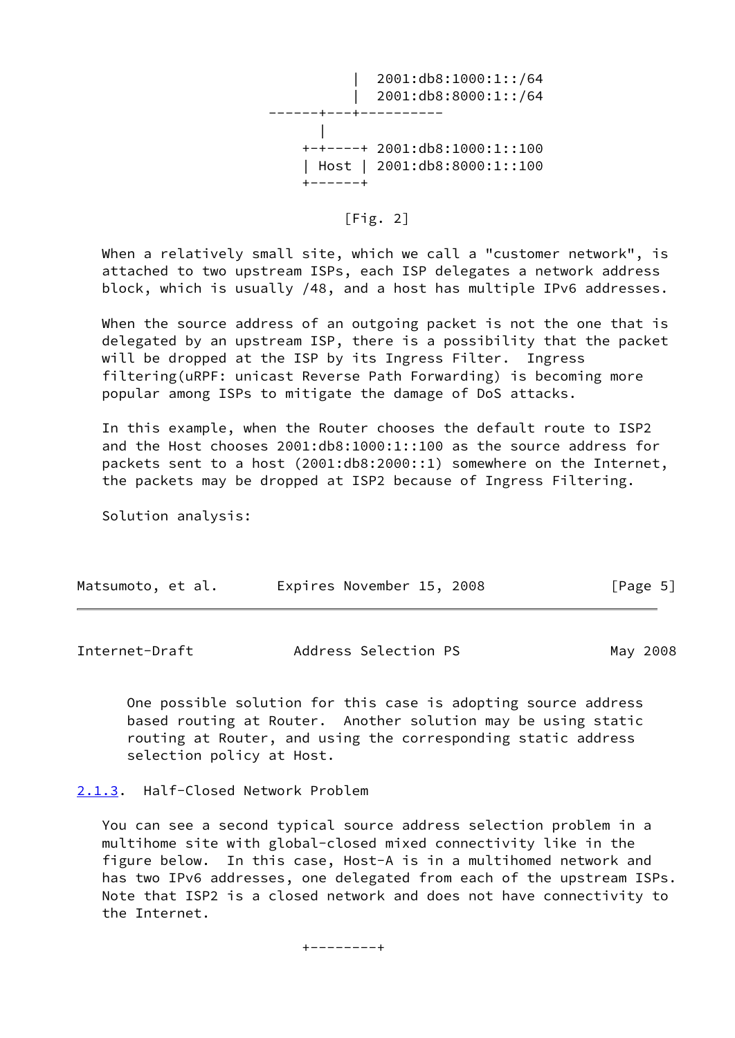```
                          |  2001:db8:1000:1::/64
                          |  2001:db8:8000:1::/64
                   ------+---+----------
                         |
                       +-+----+ 2001:db8:1000:1::100
                       | Host | 2001:db8:8000:1::100
                       +------+

                               [Fig. 2]
```

When a relatively small site, which we call a "customer network", is attached to two upstream ISPs, each ISP delegates a network address block, which is usually /48, and a host has multiple IPv6 addresses.

When the source address of an outgoing packet is not the one that is delegated by an upstream ISP, there is a possibility that the packet will be dropped at the ISP by its Ingress Filter. Ingress filtering(uRPF: unicast Reverse Path Forwarding) is becoming more popular among ISPs to mitigate the damage of DoS attacks.

In this example, when the Router chooses the default route to ISP2 and the Host chooses 2001:db8:1000:1::100 as the source address for packets sent to a host (2001:db8:2000::1) somewhere on the Internet, the packets may be dropped at ISP2 because of Ingress Filtering.

Solution analysis:

One possible solution for this case is adopting source address based routing at Router. Another solution may be using static routing at Router, and using the corresponding static address selection policy at Host.

### 2.1.3. Half-Closed Network Problem

You can see a second typical source address selection problem in a multihome site with global-closed mixed connectivity like in the figure below. In this case, Host-A is in a multihomed network and has two IPv6 addresses, one delegated from each of the upstream ISPs. Note that ISP2 is a closed network and does not have connectivity to the Internet.

```
                       +--------+
```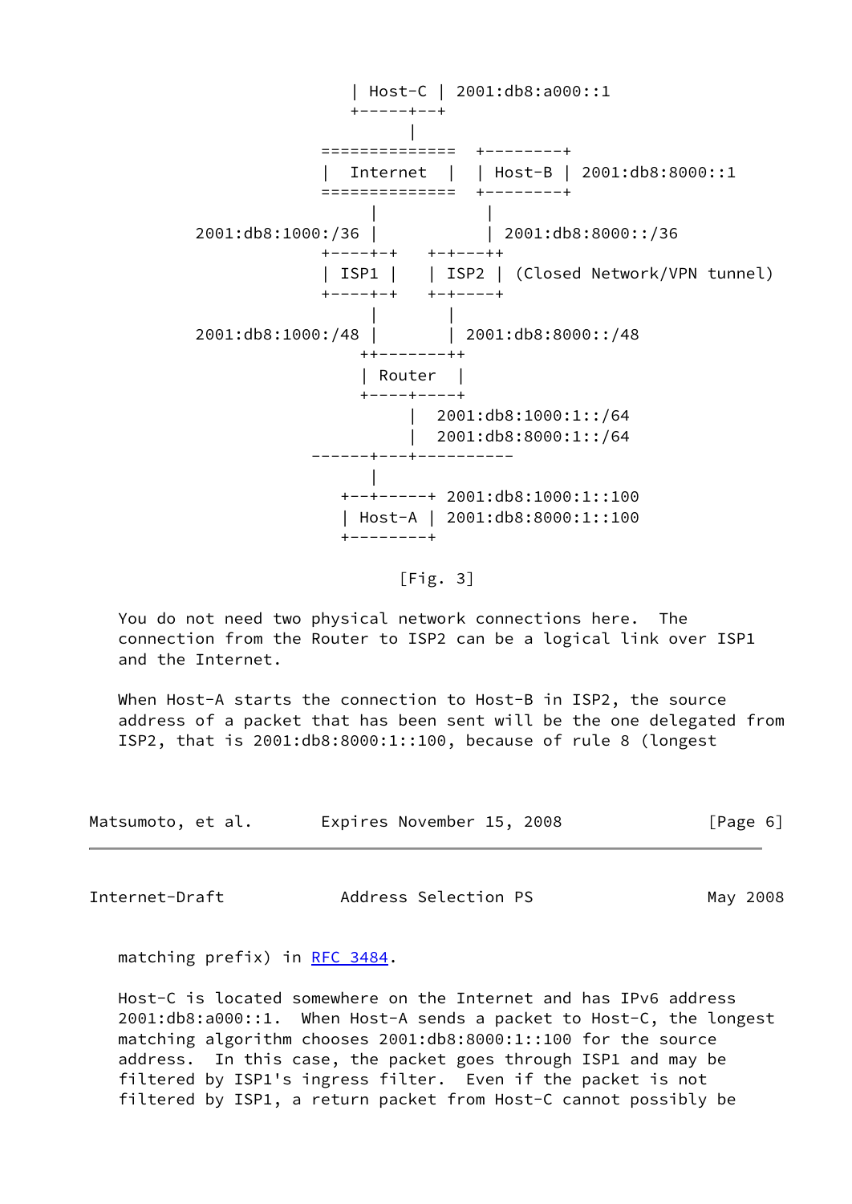```
                             | Host-C | 2001:db8:a000::1
                             +-----+--+
                                   |
                          =============  +---------+
                          |  Internet  |  | Host-B | 2001:db8:8000::1
                          =============  +---------+
                              |            |
            2001:db8:1000:/36 |            | 2001:db8:8000::/36
                          +----+-+   +-+---++
                          | ISP1 |   | ISP2 | (Closed Network/VPN tunnel)
                          +----+-+   +-+----+
                              |        |
            2001:db8:1000:/48 |        | 2001:db8:8000::/48
                            ++--------++
                            | Router   |
                            +----+----+
                                 |  2001:db8:1000:1::/64
                                 |  2001:db8:8000:1::/64
                         ------+---+----------
                               |
                            +--+-----+ 2001:db8:1000:1::100
                            | Host-A | 2001:db8:8000:1::100
                            +---------+
```

[Fig. 3]

You do not need two physical network connections here. The connection from the Router to ISP2 can be a logical link over ISP1 and the Internet.

When Host-A starts the connection to Host-B in ISP2, the source address of a packet that has been sent will be the one delegated from ISP2, that is 2001:db8:8000:1::100, because of rule 8 (longest matching prefix) in [RFC 3484](#).

Host-C is located somewhere on the Internet and has IPv6 address 2001:db8:a000::1. When Host-A sends a packet to Host-C, the longest matching algorithm chooses 2001:db8:8000:1::100 for the source address. In this case, the packet goes through ISP1 and may be filtered by ISP1's ingress filter. Even if the packet is not filtered by ISP1, a return packet from Host-C cannot possibly be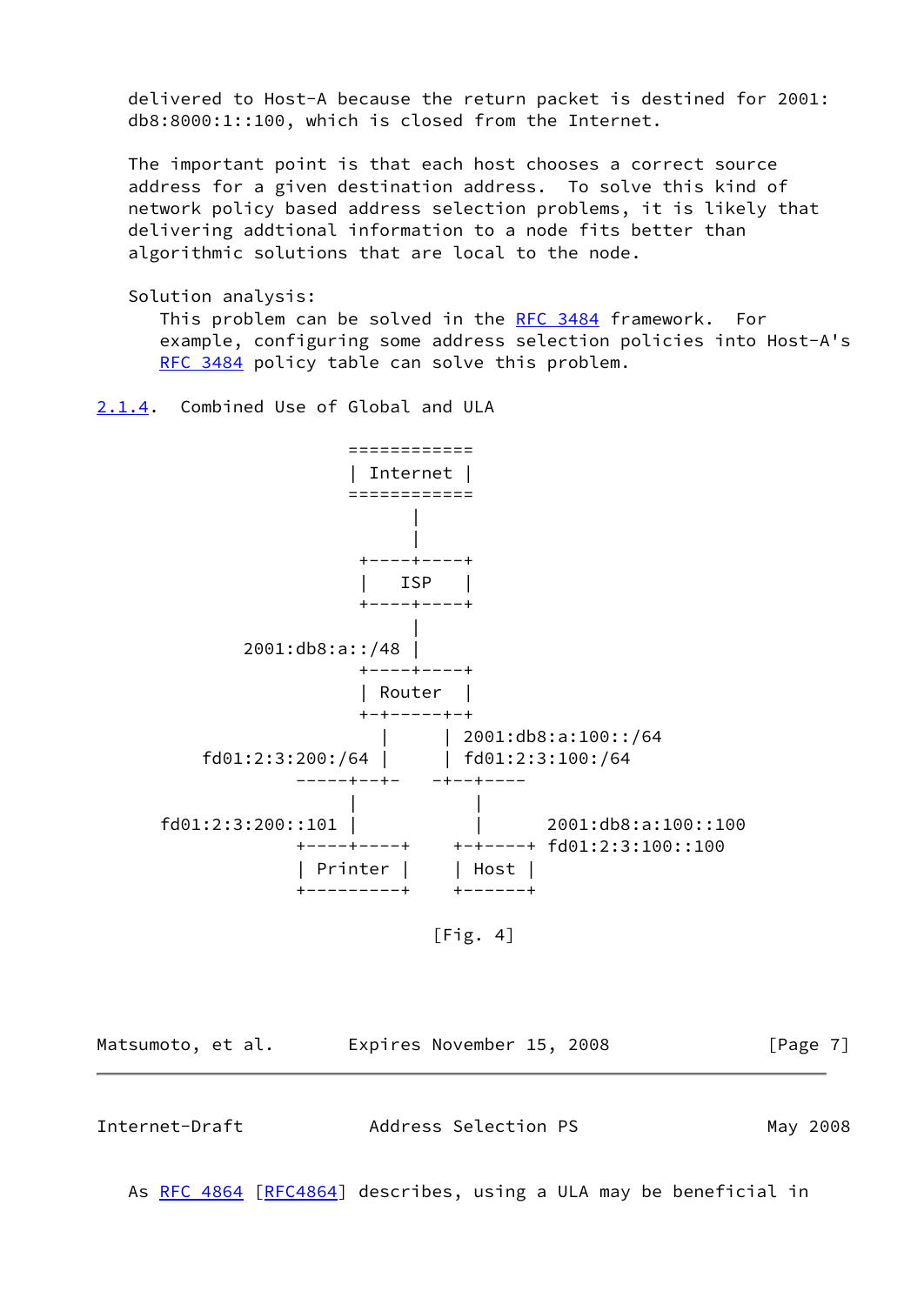delivered to Host-A because the return packet is destined for 2001:db8:8000:1::100, which is closed from the Internet.

The important point is that each host chooses a correct source address for a given destination address. To solve this kind of network policy based address selection problems, it is likely that delivering addtional information to a node fits better than algorithmic solutions that are local to the node.

Solution analysis:

This problem can be solved in the RFC 3484 framework. For example, configuring some address selection policies into Host-A's RFC 3484 policy table can solve this problem.

### 2.1.4. Combined Use of Global and ULA

```
                        ============
                        | Internet |
                        ============
                              |
                              |
                         +----+----+
                         |   ISP   |
                         +----+----+
                              |
               2001:db8:a::/48 |
                         +----+----+
                         | Router  |
                         +-+-----+-+
                           |     | 2001:db8:a:100::/64
           fd01:2:3:200:/64 |     | fd01:2:3:100:/64
                    -----+--+-   -+--+----
                         |           |
       fd01:2:3:200::101 |           |      2001:db8:a:100::100
                    +----+----+    +-+----+ fd01:2:3:100::100
                    | Printer |    | Host |
                    +---------+    +------+
```

[Fig. 4]

As RFC 4864 [RFC4864] describes, using a ULA may be beneficial in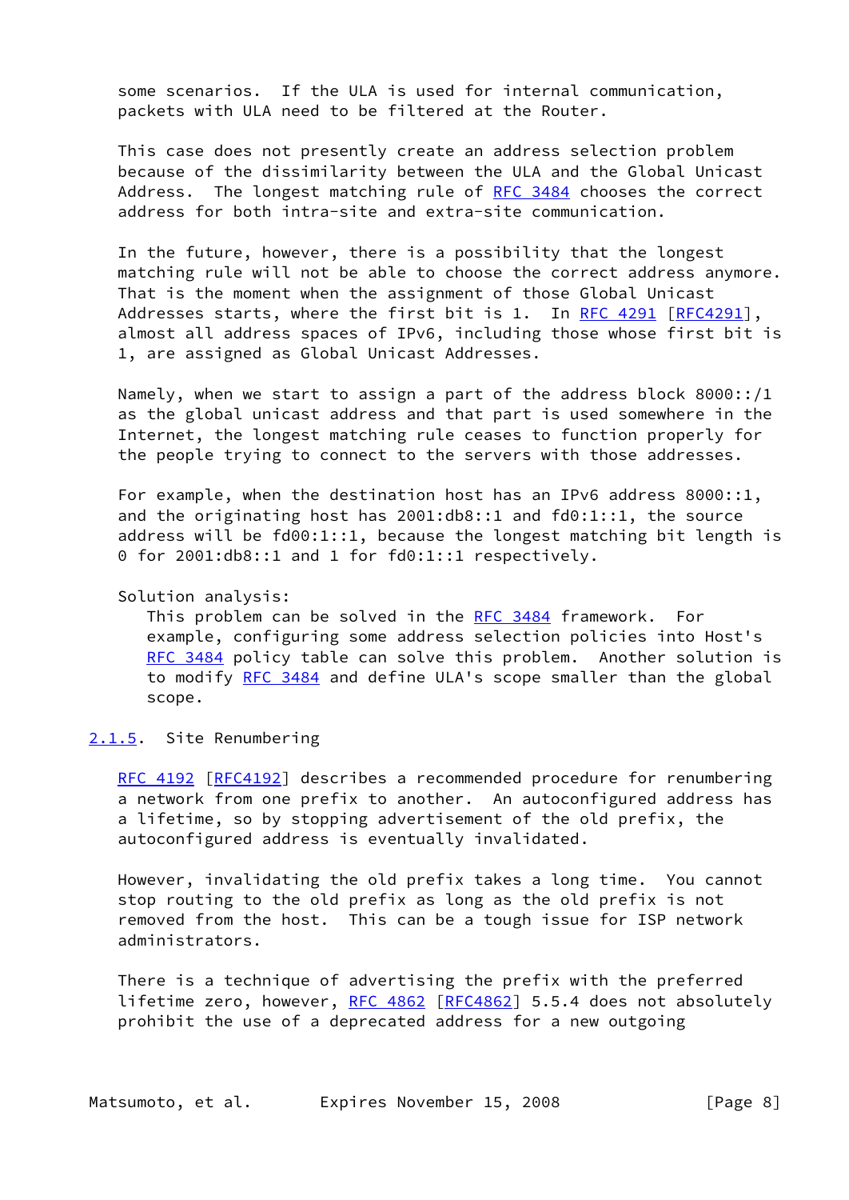some scenarios. If the ULA is used for internal communication, packets with ULA need to be filtered at the Router.

This case does not presently create an address selection problem because of the dissimilarity between the ULA and the Global Unicast Address. The longest matching rule of RFC 3484 chooses the correct address for both intra-site and extra-site communication.

In the future, however, there is a possibility that the longest matching rule will not be able to choose the correct address anymore. That is the moment when the assignment of those Global Unicast Addresses starts, where the first bit is 1. In RFC 4291 [RFC4291], almost all address spaces of IPv6, including those whose first bit is 1, are assigned as Global Unicast Addresses.

Namely, when we start to assign a part of the address block 8000::/1 as the global unicast address and that part is used somewhere in the Internet, the longest matching rule ceases to function properly for the people trying to connect to the servers with those addresses.

For example, when the destination host has an IPv6 address 8000::1, and the originating host has 2001:db8::1 and fd0:1::1, the source address will be fd00:1::1, because the longest matching bit length is 0 for 2001:db8::1 and 1 for fd0:1::1 respectively.

Solution analysis:

This problem can be solved in the RFC 3484 framework. For example, configuring some address selection policies into Host's RFC 3484 policy table can solve this problem. Another solution is to modify RFC 3484 and define ULA's scope smaller than the global scope.

### 2.1.5. Site Renumbering

RFC 4192 [RFC4192] describes a recommended procedure for renumbering a network from one prefix to another. An autoconfigured address has a lifetime, so by stopping advertisement of the old prefix, the autoconfigured address is eventually invalidated.

However, invalidating the old prefix takes a long time. You cannot stop routing to the old prefix as long as the old prefix is not removed from the host. This can be a tough issue for ISP network administrators.

There is a technique of advertising the prefix with the preferred lifetime zero, however, RFC 4862 [RFC4862] 5.5.4 does not absolutely prohibit the use of a deprecated address for a new outgoing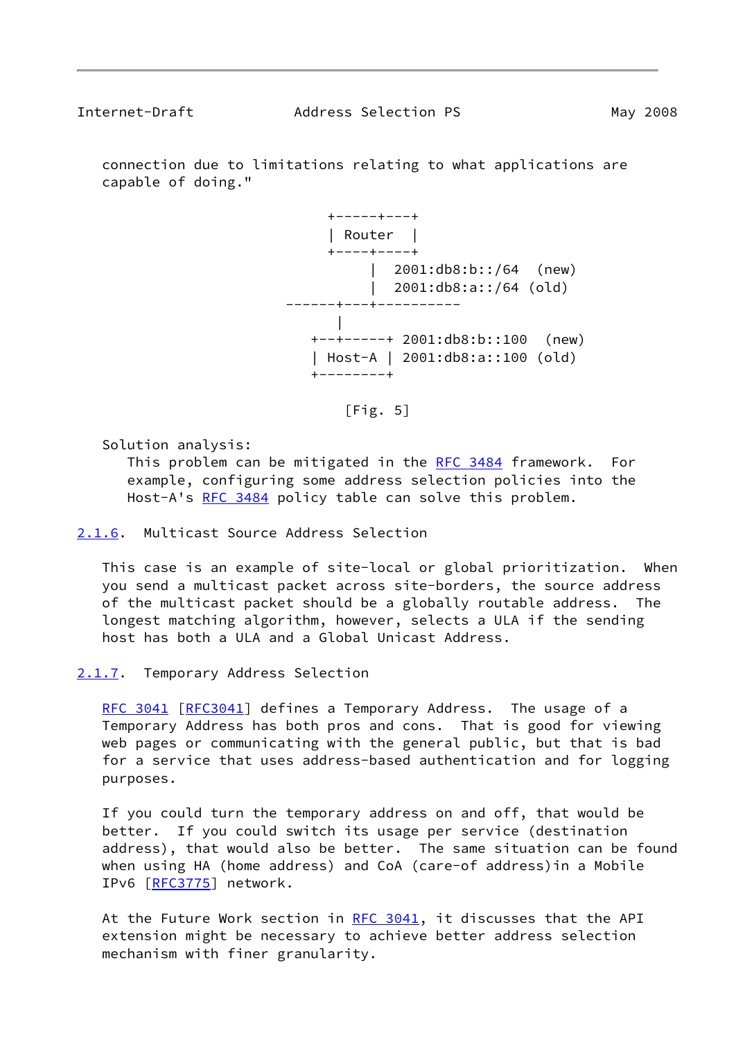connection due to limitations relating to what applications are capable of doing."

```
                 +-----+---+
                 | Router  |
                 +----+----+
                      |  2001:db8:b::/64  (new)
                      |  2001:db8:a::/64 (old)
             ------+---+----------
                   |
               +--+-----+ 2001:db8:b::100  (new)
               | Host-A | 2001:db8:a::100 (old)
               +--------+
```

[Fig. 5]

Solution analysis:
This problem can be mitigated in the RFC 3484 framework. For example, configuring some address selection policies into the Host-A's RFC 3484 policy table can solve this problem.

### 2.1.6. Multicast Source Address Selection

This case is an example of site-local or global prioritization. When you send a multicast packet across site-borders, the source address of the multicast packet should be a globally routable address. The longest matching algorithm, however, selects a ULA if the sending host has both a ULA and a Global Unicast Address.

### 2.1.7. Temporary Address Selection

RFC 3041 [RFC3041] defines a Temporary Address. The usage of a Temporary Address has both pros and cons. That is good for viewing web pages or communicating with the general public, but that is bad for a service that uses address-based authentication and for logging purposes.

If you could turn the temporary address on and off, that would be better. If you could switch its usage per service (destination address), that would also be better. The same situation can be found when using HA (home address) and CoA (care-of address)in a Mobile IPv6 [RFC3775] network.

At the Future Work section in RFC 3041, it discusses that the API extension might be necessary to achieve better address selection mechanism with finer granularity.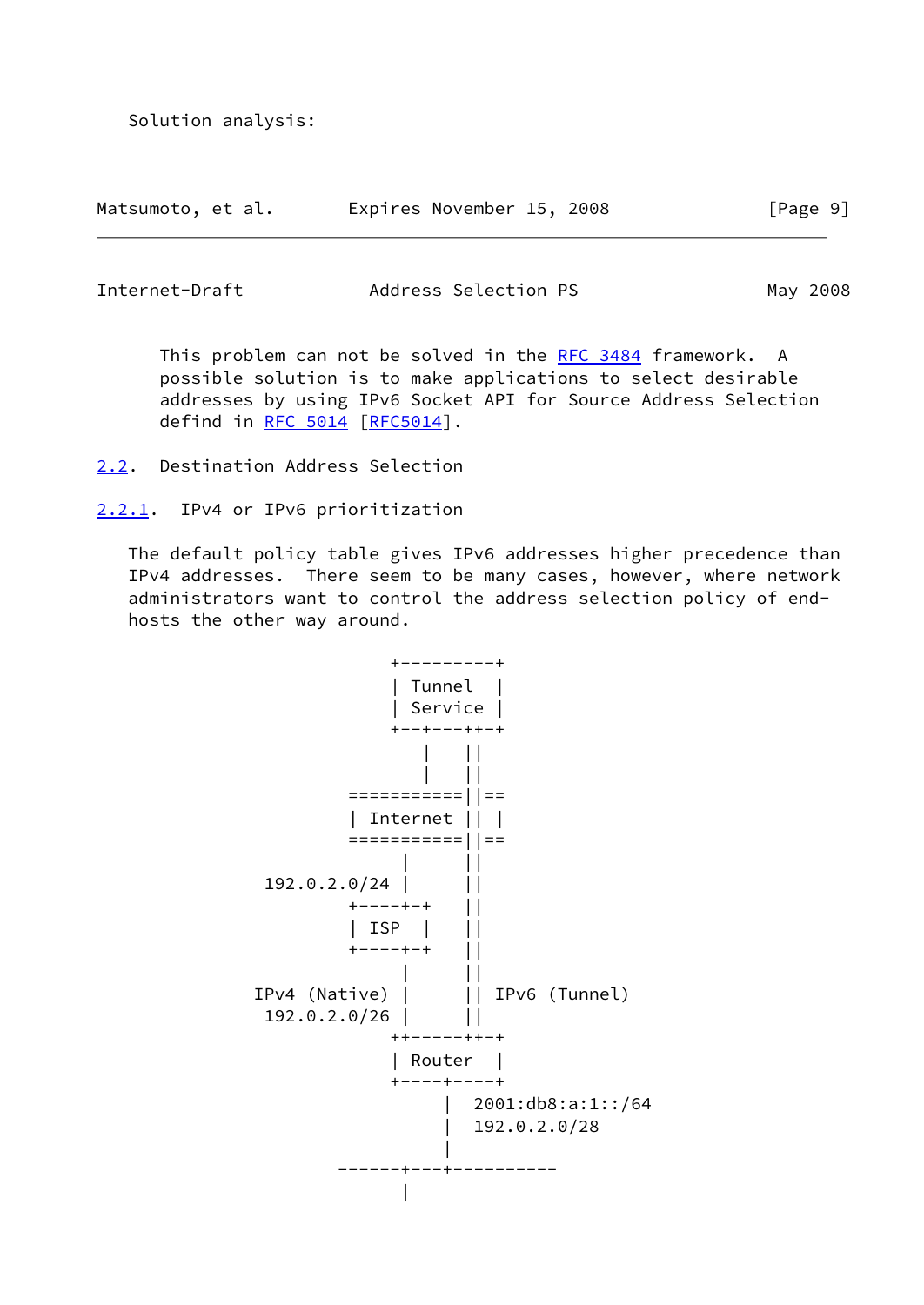Solution analysis:

This problem can not be solved in the RFC 3484 framework. A possible solution is to make applications to select desirable addresses by using IPv6 Socket API for Source Address Selection defind in RFC 5014 [RFC5014].

### 2.2. Destination Address Selection

#### 2.2.1. IPv4 or IPv6 prioritization

The default policy table gives IPv6 addresses higher precedence than IPv4 addresses. There seem to be many cases, however, where network administrators want to control the address selection policy of end-hosts the other way around.

```
                     +---------+
                     | Tunnel  |
                     | Service |
                     +--+---++-+
                        |    ||
                        |    ||
                 ===========||==
                 | Internet || |
                 ===========||==
                        |     ||
         192.0.2.0/24 |     ||
                 +----+-+   ||
                 | ISP  |   ||
                 +----+-+   ||
                      |     ||
        IPv4 (Native) |     || IPv6 (Tunnel)
         192.0.2.0/26 |     ||
                     ++-----++-+
                     | Router  |
                     +----+----+
                          |  2001:db8:a:1::/64
                          |  192.0.2.0/28
                          |
                ------+---+----------
                      |
```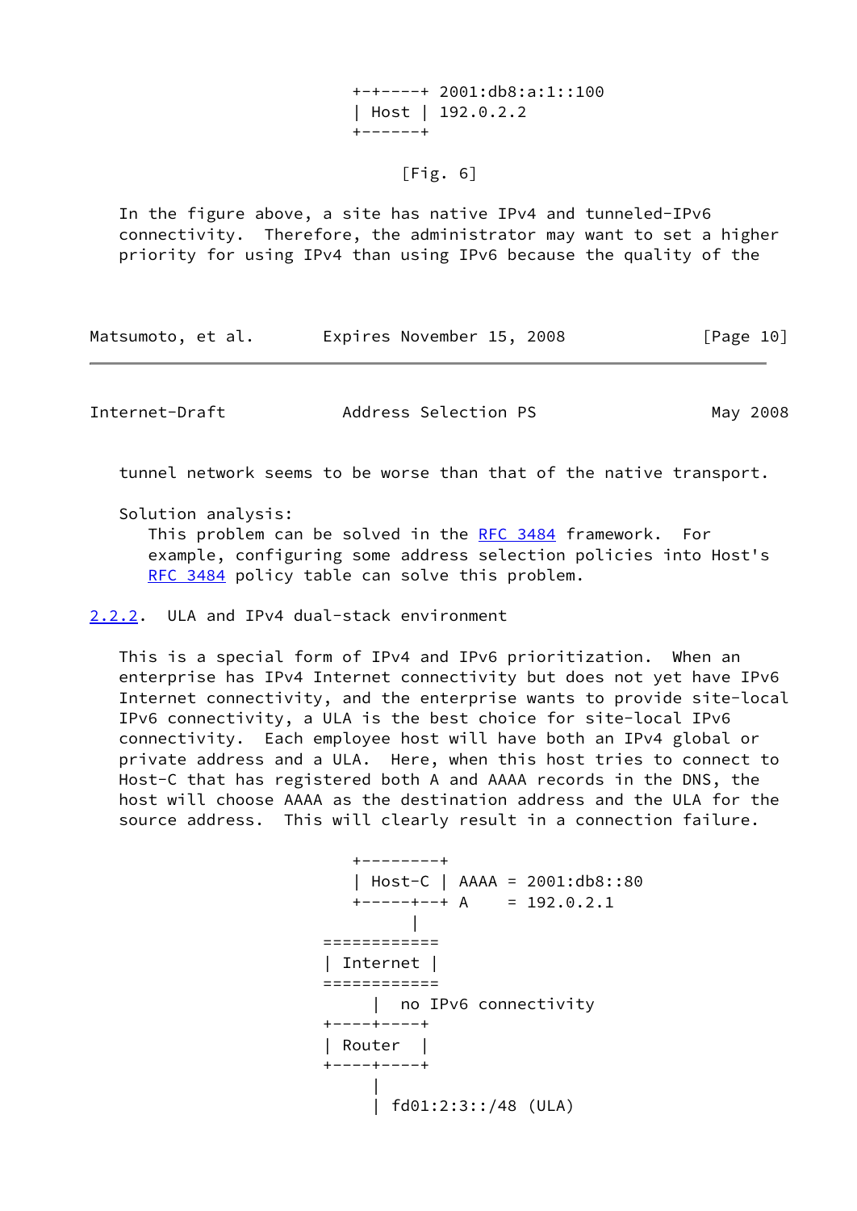```
                              +-+----+ 2001:db8:a:1::100
                              | Host | 192.0.2.2
                              +------+
```

[Fig. 6]

In the figure above, a site has native IPv4 and tunneled-IPv6 connectivity. Therefore, the administrator may want to set a higher priority for using IPv4 than using IPv6 because the quality of the tunnel network seems to be worse than that of the native transport.

Solution analysis:
This problem can be solved in the RFC 3484 framework. For example, configuring some address selection policies into Host's RFC 3484 policy table can solve this problem.

### 2.2.2. ULA and IPv4 dual-stack environment

This is a special form of IPv4 and IPv6 prioritization. When an enterprise has IPv4 Internet connectivity but does not yet have IPv6 Internet connectivity, and the enterprise wants to provide site-local IPv6 connectivity, a ULA is the best choice for site-local IPv6 connectivity. Each employee host will have both an IPv4 global or private address and a ULA. Here, when this host tries to connect to Host-C that has registered both A and AAAA records in the DNS, the host will choose AAAA as the destination address and the ULA for the source address. This will clearly result in a connection failure.

```
                              +--------+
                              | Host-C | AAAA = 2001:db8::80
                              +-----+--+ A    = 192.0.2.1
                                    |
                           ============
                           | Internet |
                           ============
                                |  no IPv6 connectivity
                           +----+----+
                           | Router  |
                           +----+----+
                                |
                                | fd01:2:3::/48 (ULA)
```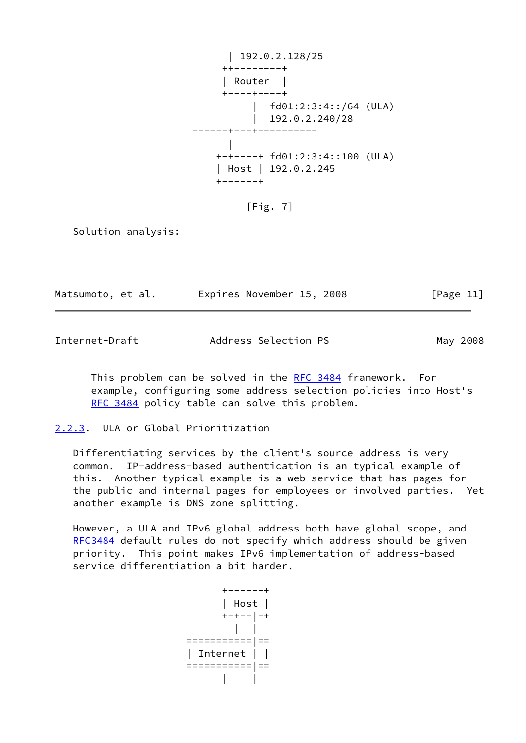```
                     | 192.0.2.128/25
                    ++--------+
                    | Router  |
                    +----+----+
                         |  fd01:2:3:4::/64 (ULA)
                         |  192.0.2.240/28
               ------+---+----------
                     |
                   +-+----+ fd01:2:3:4::100 (ULA)
                   | Host | 192.0.2.245
                   +------+

                         [Fig. 7]
```

Solution analysis:

This problem can be solved in the RFC 3484 framework. For example, configuring some address selection policies into Host's RFC 3484 policy table can solve this problem.

### 2.2.3. ULA or Global Prioritization

Differentiating services by the client's source address is very common. IP-address-based authentication is an typical example of this. Another typical example is a web service that has pages for the public and internal pages for employees or involved parties. Yet another example is DNS zone splitting.

However, a ULA and IPv6 global address both have global scope, and RFC3484 default rules do not specify which address should be given priority. This point makes IPv6 implementation of address-based service differentiation a bit harder.

```
                    +------+
                    | Host |
                    +-+--|-+
                      |  |
               ==========|==
               | Internet | |
               ==========|==
                    |    |
```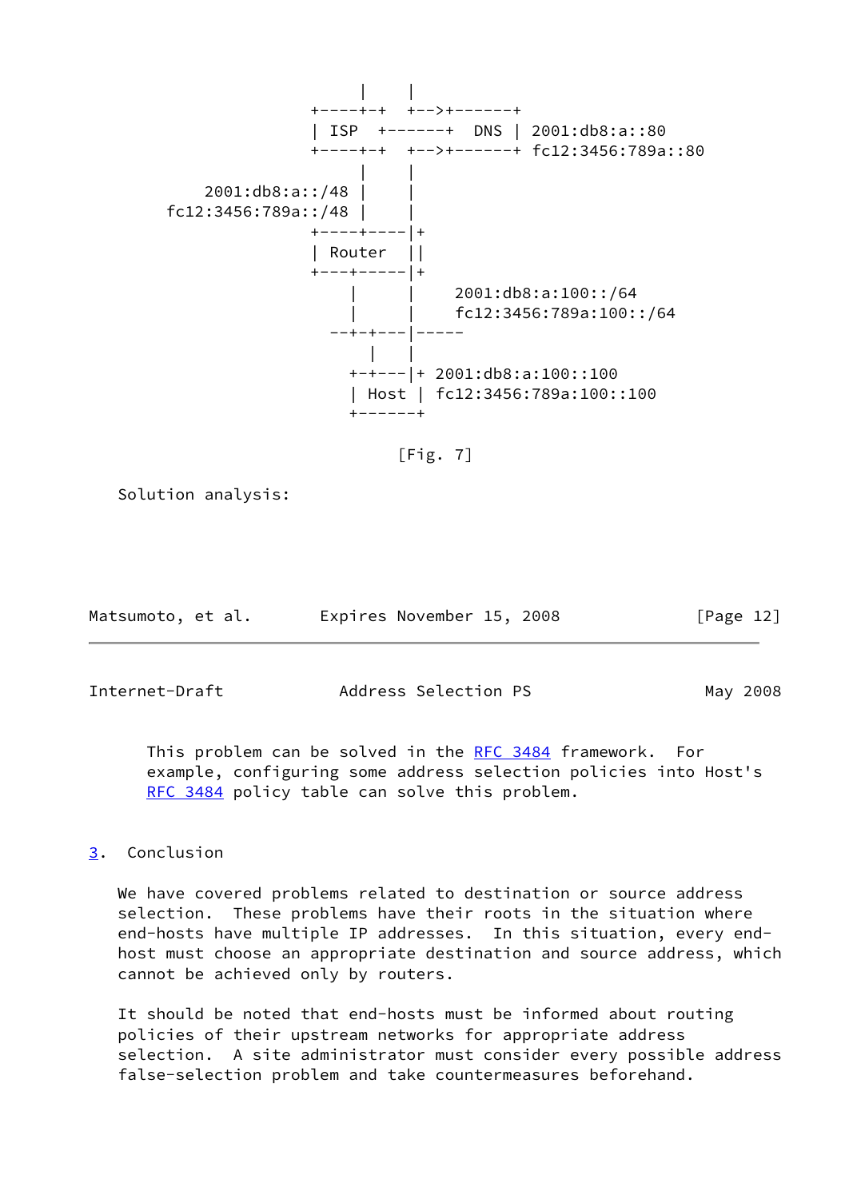```
                        |    |
                   +----+-+  +-->+------+
                   | ISP  +------+  DNS | 2001:db8:a::80
                   +----+-+  +-->+------+ fc12:3456:789a::80
                        |    |
            2001:db8:a::/48 |    |
        fc12:3456:789a::/48 |    |
                   +----+----|+
                   | Router  ||
                   +---+-----|+
                       |     |    2001:db8:a:100::/64
                       |     |    fc12:3456:789a:100::/64
                     --+-+---|-----
                         |   |
                       +-+---|+ 2001:db8:a:100::100
                       | Host | fc12:3456:789a:100::100
                       +------+
```

[Fig. 7]

Solution analysis:

This problem can be solved in the RFC 3484 framework. For example, configuring some address selection policies into Host's RFC 3484 policy table can solve this problem.

## 3. Conclusion

We have covered problems related to destination or source address selection. These problems have their roots in the situation where end-hosts have multiple IP addresses. In this situation, every end-host must choose an appropriate destination and source address, which cannot be achieved only by routers.

It should be noted that end-hosts must be informed about routing policies of their upstream networks for appropriate address selection. A site administrator must consider every possible address false-selection problem and take countermeasures beforehand.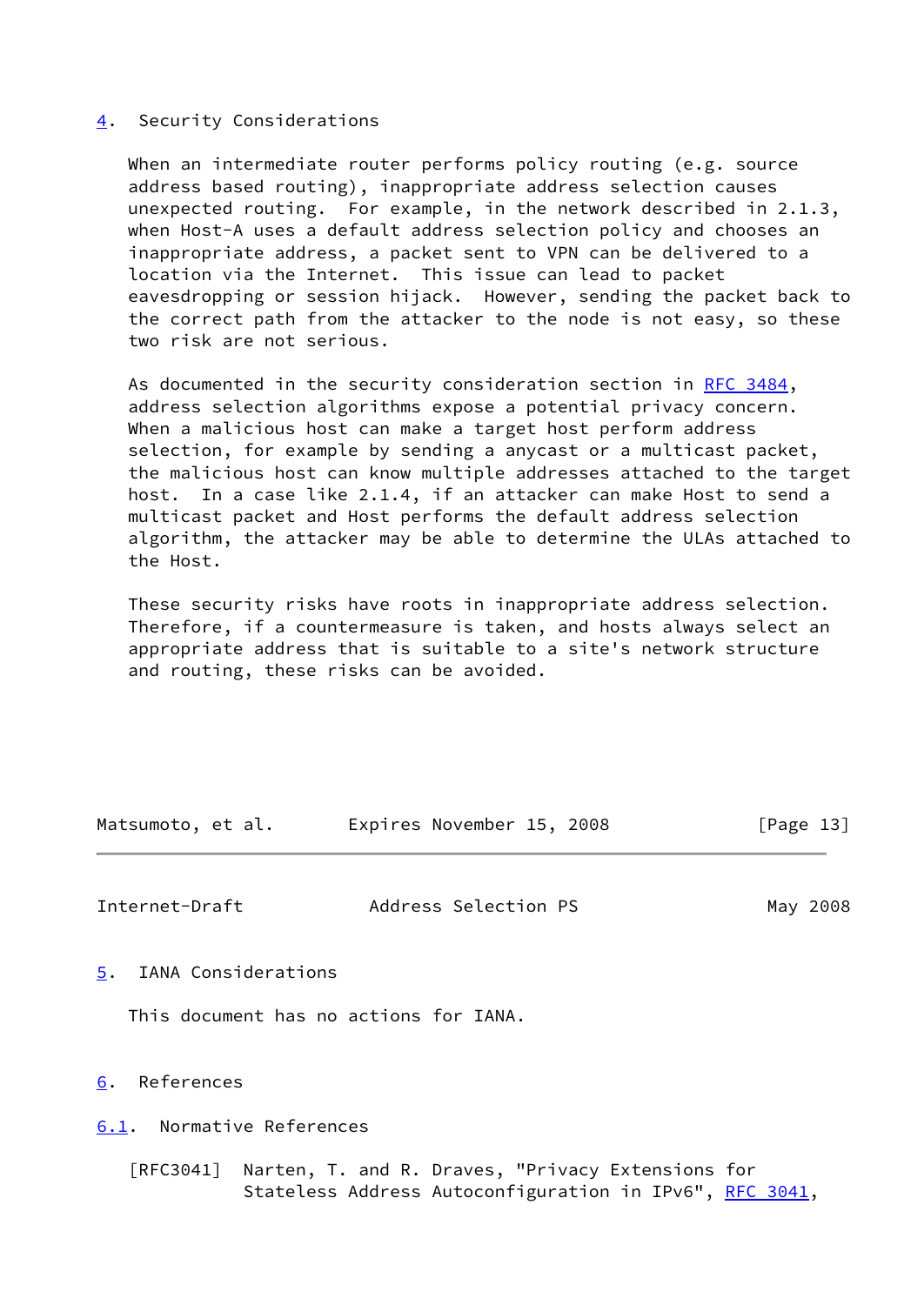## 4. Security Considerations

When an intermediate router performs policy routing (e.g. source address based routing), inappropriate address selection causes unexpected routing. For example, in the network described in 2.1.3, when Host-A uses a default address selection policy and chooses an inappropriate address, a packet sent to VPN can be delivered to a location via the Internet. This issue can lead to packet eavesdropping or session hijack. However, sending the packet back to the correct path from the attacker to the node is not easy, so these two risk are not serious.

As documented in the security consideration section in RFC 3484, address selection algorithms expose a potential privacy concern. When a malicious host can make a target host perform address selection, for example by sending a anycast or a multicast packet, the malicious host can know multiple addresses attached to the target host. In a case like 2.1.4, if an attacker can make Host to send a multicast packet and Host performs the default address selection algorithm, the attacker may be able to determine the ULAs attached to the Host.

These security risks have roots in inappropriate address selection. Therefore, if a countermeasure is taken, and hosts always select an appropriate address that is suitable to a site's network structure and routing, these risks can be avoided.

## 5. IANA Considerations

This document has no actions for IANA.

## 6. References

### 6.1. Normative References

[RFC3041] Narten, T. and R. Draves, "Privacy Extensions for Stateless Address Autoconfiguration in IPv6", RFC 3041,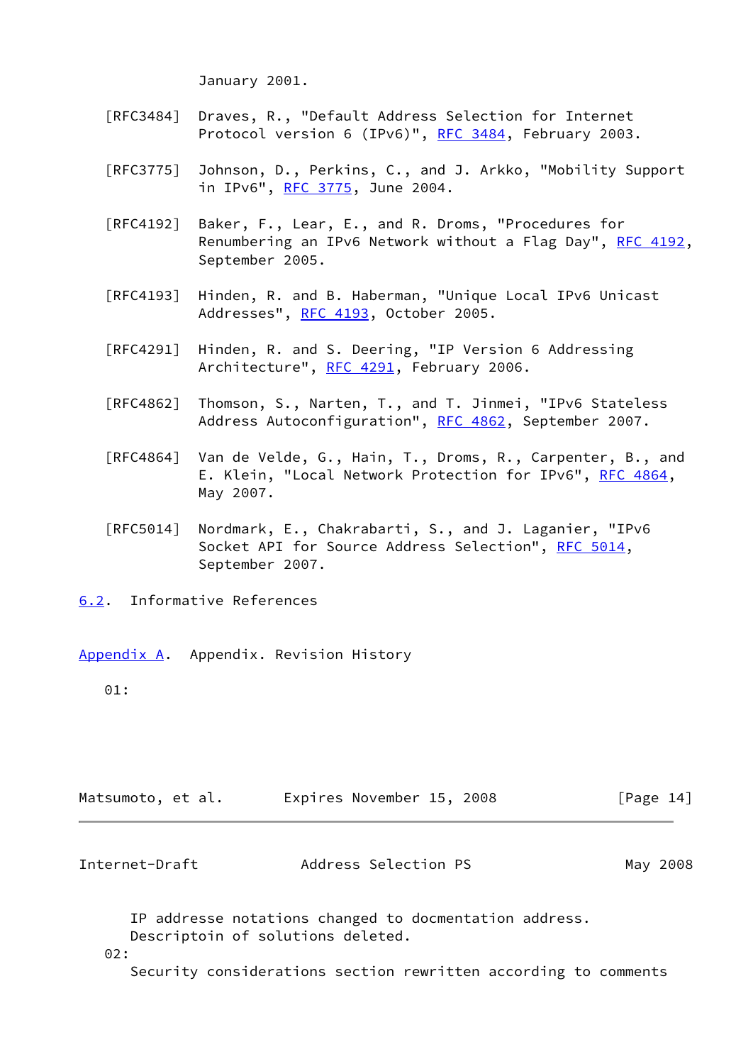January 2001.

[RFC3484] Draves, R., "Default Address Selection for Internet Protocol version 6 (IPv6)", RFC 3484, February 2003.

[RFC3775] Johnson, D., Perkins, C., and J. Arkko, "Mobility Support in IPv6", RFC 3775, June 2004.

[RFC4192] Baker, F., Lear, E., and R. Droms, "Procedures for Renumbering an IPv6 Network without a Flag Day", RFC 4192, September 2005.

[RFC4193] Hinden, R. and B. Haberman, "Unique Local IPv6 Unicast Addresses", RFC 4193, October 2005.

[RFC4291] Hinden, R. and S. Deering, "IP Version 6 Addressing Architecture", RFC 4291, February 2006.

[RFC4862] Thomson, S., Narten, T., and T. Jinmei, "IPv6 Stateless Address Autoconfiguration", RFC 4862, September 2007.

[RFC4864] Van de Velde, G., Hain, T., Droms, R., Carpenter, B., and E. Klein, "Local Network Protection for IPv6", RFC 4864, May 2007.

[RFC5014] Nordmark, E., Chakrabarti, S., and J. Laganier, "IPv6 Socket API for Source Address Selection", RFC 5014, September 2007.

## 6.2. Informative References

## Appendix A. Appendix. Revision History

01:

IP addresse notations changed to docmentation address.
Descriptoin of solutions deleted.

02:

Security considerations section rewritten according to comments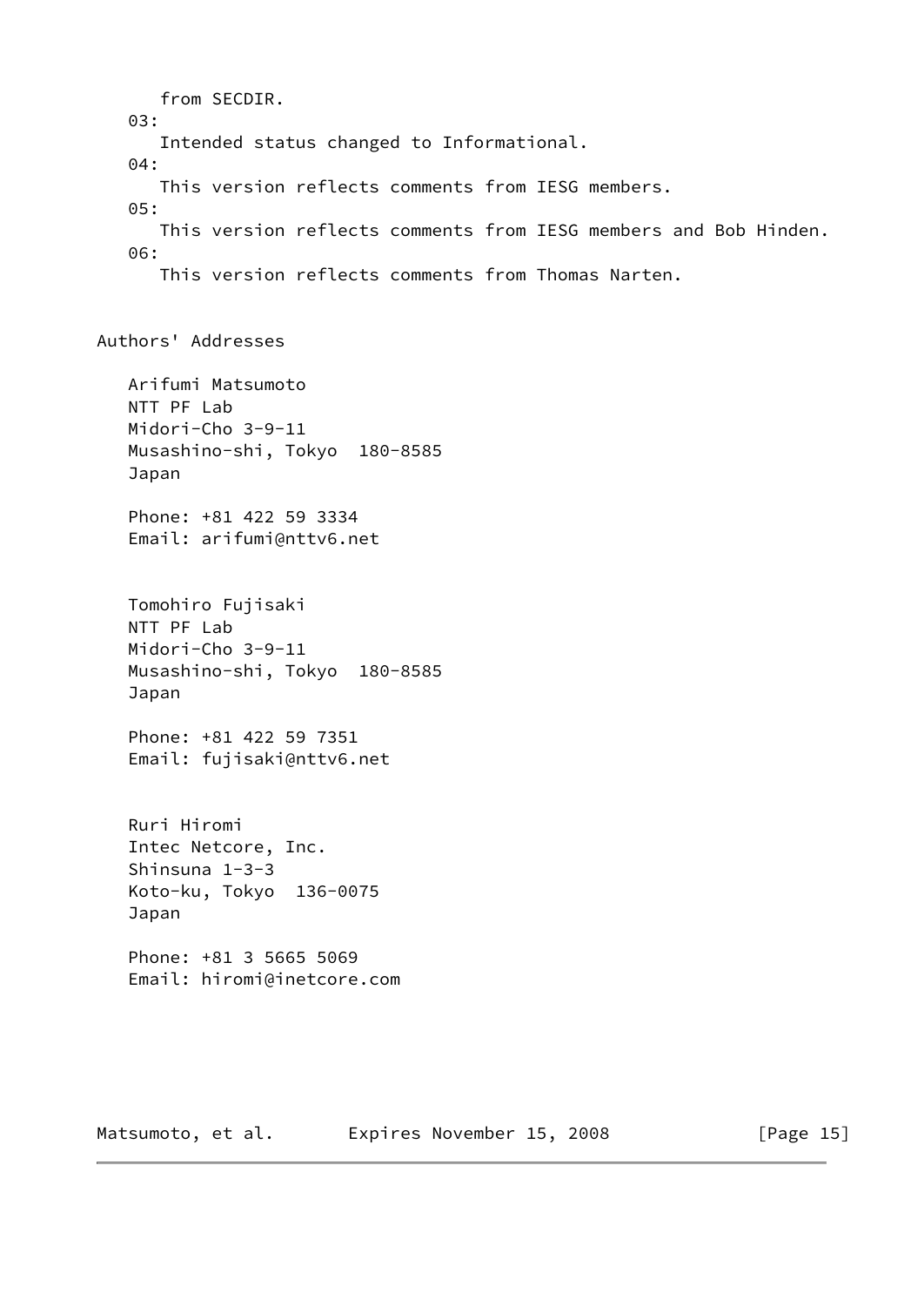from SECDIR.

03:
: Intended status changed to Informational.

04:
: This version reflects comments from IESG members.

05:
: This version reflects comments from IESG members and Bob Hinden.

06:
: This version reflects comments from Thomas Narten.

## Authors' Addresses

Arifumi Matsumoto
NTT PF Lab
Midori-Cho 3-9-11
Musashino-shi, Tokyo  180-8585
Japan

Phone: +81 422 59 3334
Email: arifumi@nttv6.net

Tomohiro Fujisaki
NTT PF Lab
Midori-Cho 3-9-11
Musashino-shi, Tokyo  180-8585
Japan

Phone: +81 422 59 7351
Email: fujisaki@nttv6.net

Ruri Hiromi
Intec Netcore, Inc.
Shinsuna 1-3-3
Koto-ku, Tokyo  136-0075
Japan

Phone: +81 3 5665 5069
Email: hiromi@inetcore.com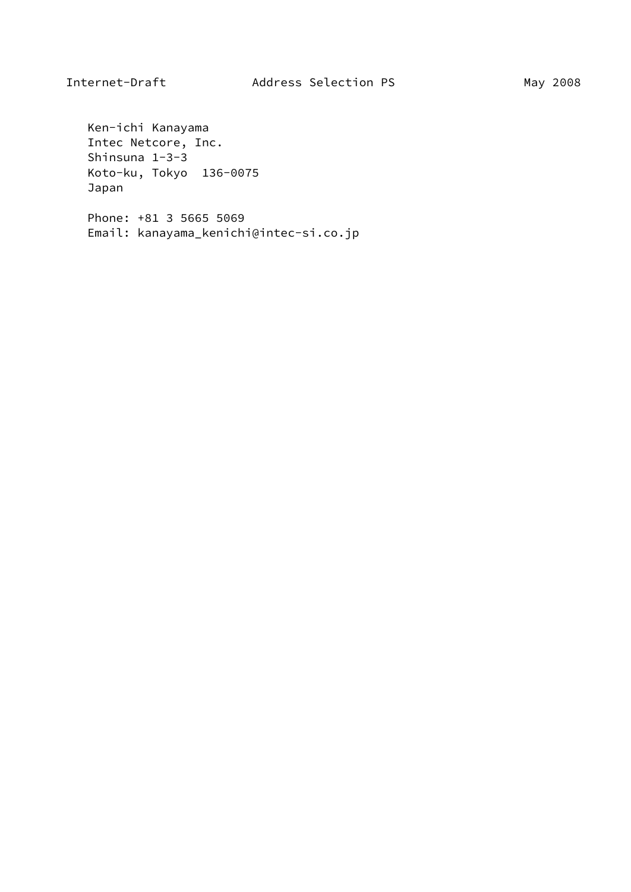Ken-ichi Kanayama
Intec Netcore, Inc.
Shinsuna 1-3-3
Koto-ku, Tokyo  136-0075
Japan

Phone: +81 3 5665 5069
Email: kanayama_kenichi@intec-si.co.jp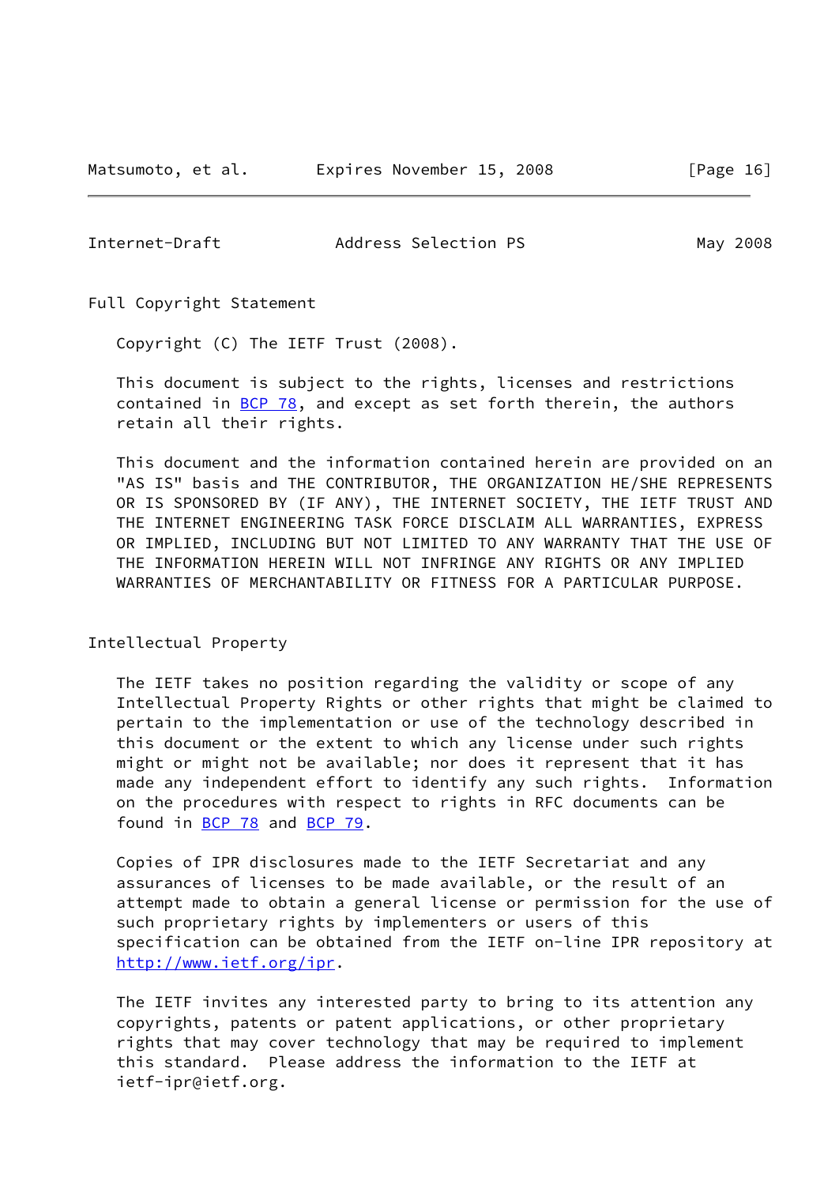## Full Copyright Statement

Copyright (C) The IETF Trust (2008).

This document is subject to the rights, licenses and restrictions contained in BCP 78, and except as set forth therein, the authors retain all their rights.

This document and the information contained herein are provided on an "AS IS" basis and THE CONTRIBUTOR, THE ORGANIZATION HE/SHE REPRESENTS OR IS SPONSORED BY (IF ANY), THE INTERNET SOCIETY, THE IETF TRUST AND THE INTERNET ENGINEERING TASK FORCE DISCLAIM ALL WARRANTIES, EXPRESS OR IMPLIED, INCLUDING BUT NOT LIMITED TO ANY WARRANTY THAT THE USE OF THE INFORMATION HEREIN WILL NOT INFRINGE ANY RIGHTS OR ANY IMPLIED WARRANTIES OF MERCHANTABILITY OR FITNESS FOR A PARTICULAR PURPOSE.

## Intellectual Property

The IETF takes no position regarding the validity or scope of any Intellectual Property Rights or other rights that might be claimed to pertain to the implementation or use of the technology described in this document or the extent to which any license under such rights might or might not be available; nor does it represent that it has made any independent effort to identify any such rights. Information on the procedures with respect to rights in RFC documents can be found in BCP 78 and BCP 79.

Copies of IPR disclosures made to the IETF Secretariat and any assurances of licenses to be made available, or the result of an attempt made to obtain a general license or permission for the use of such proprietary rights by implementers or users of this specification can be obtained from the IETF on-line IPR repository at http://www.ietf.org/ipr.

The IETF invites any interested party to bring to its attention any copyrights, patents or patent applications, or other proprietary rights that may cover technology that may be required to implement this standard. Please address the information to the IETF at ietf-ipr@ietf.org.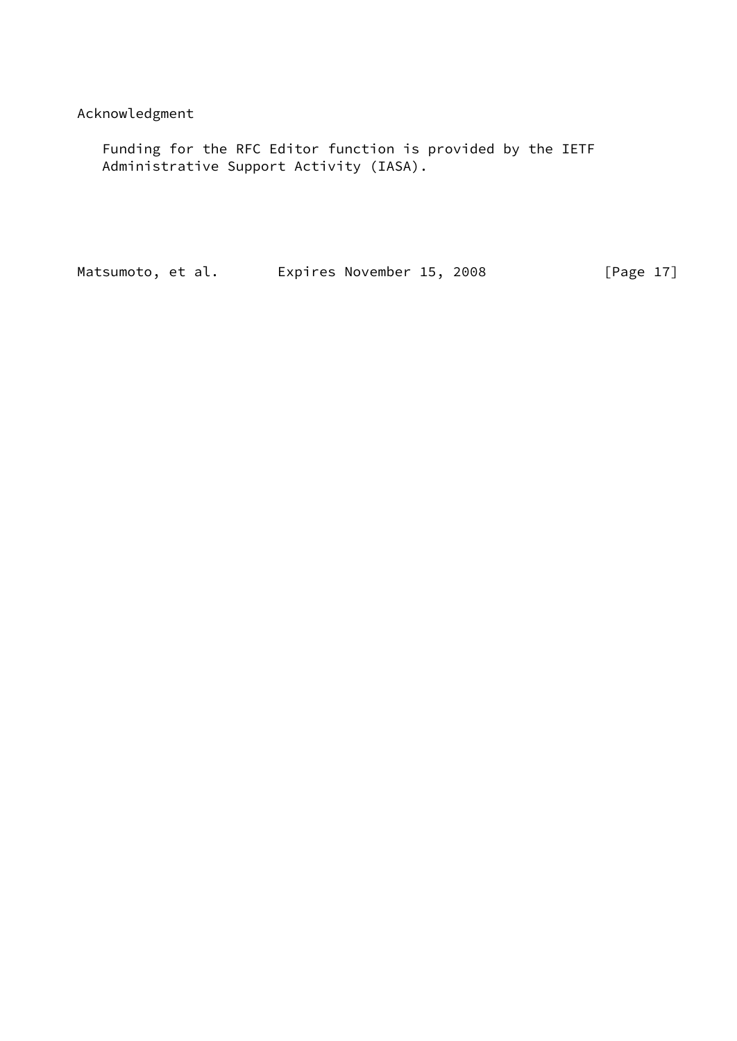## Acknowledgment

Funding for the RFC Editor function is provided by the IETF Administrative Support Activity (IASA).